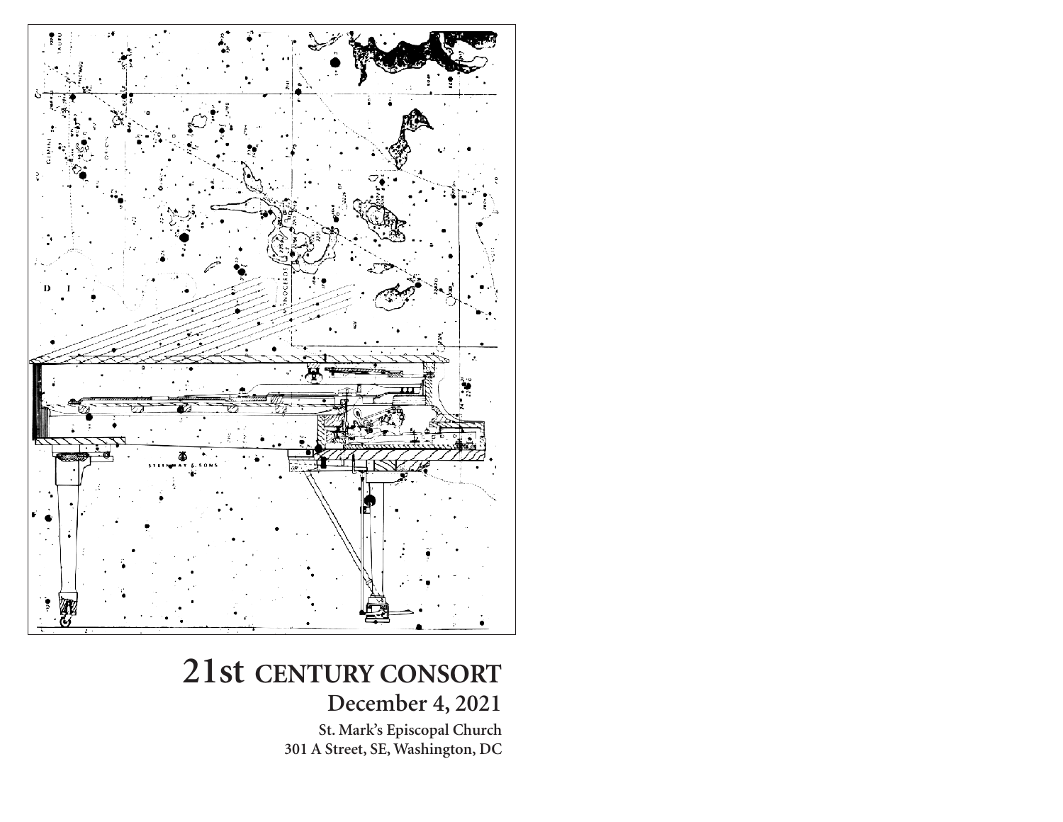# 21st CENTURY CONSORT

## December 4, 2021

**St. Mark's Episcopal Church**
**301 A Street, SE, Washington, DC**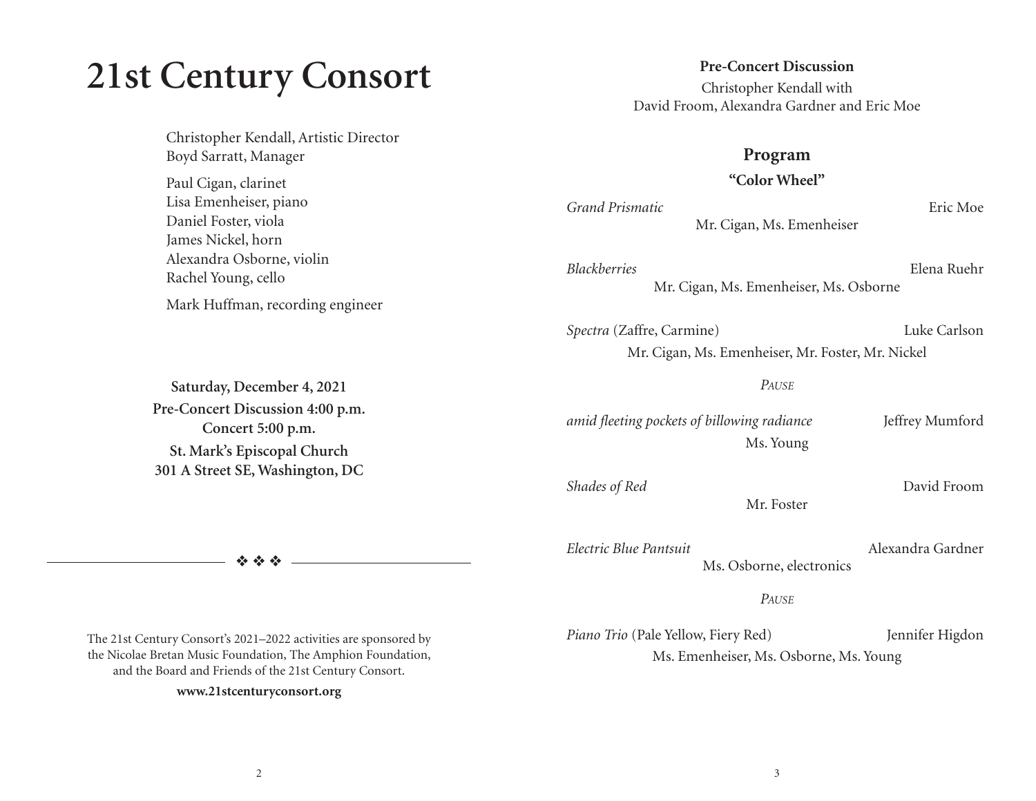# 21st Century Consort

Christopher Kendall, Artistic Director
Boyd Sarratt, Manager

Paul Cigan, clarinet
Lisa Emenheiser, piano
Daniel Foster, viola
James Nickel, horn
Alexandra Osborne, violin
Rachel Young, cello

Mark Huffman, recording engineer

**Saturday, December 4, 2021**
**Pre-Concert Discussion 4:00 p.m.**
**Concert 5:00 p.m.**
**St. Mark's Episcopal Church**
**301 A Street SE, Washington, DC**

❖ ❖ ❖

The 21st Century Consort's 2021–2022 activities are sponsored by the Nicolae Bretan Music Foundation, The Amphion Foundation, and the Board and Friends of the 21st Century Consort.

**www.21stcenturyconsort.org**

**Pre-Concert Discussion**

Christopher Kendall with
David Froom, Alexandra Gardner and Eric Moe

## Program

### "Color Wheel"

*Grand Prismatic* — Eric Moe
Mr. Cigan, Ms. Emenheiser

*Blackberries* — Elena Ruehr
Mr. Cigan, Ms. Emenheiser, Ms. Osborne

*Spectra* (Zaffre, Carmine) — Luke Carlson
Mr. Cigan, Ms. Emenheiser, Mr. Foster, Mr. Nickel

*Pause*

*amid fleeting pockets of billowing radiance* — Jeffrey Mumford
Ms. Young

*Shades of Red* — David Froom
Mr. Foster

*Electric Blue Pantsuit* — Alexandra Gardner
Ms. Osborne, electronics

*Pause*

*Piano Trio* (Pale Yellow, Fiery Red) — Jennifer Higdon
Ms. Emenheiser, Ms. Osborne, Ms. Young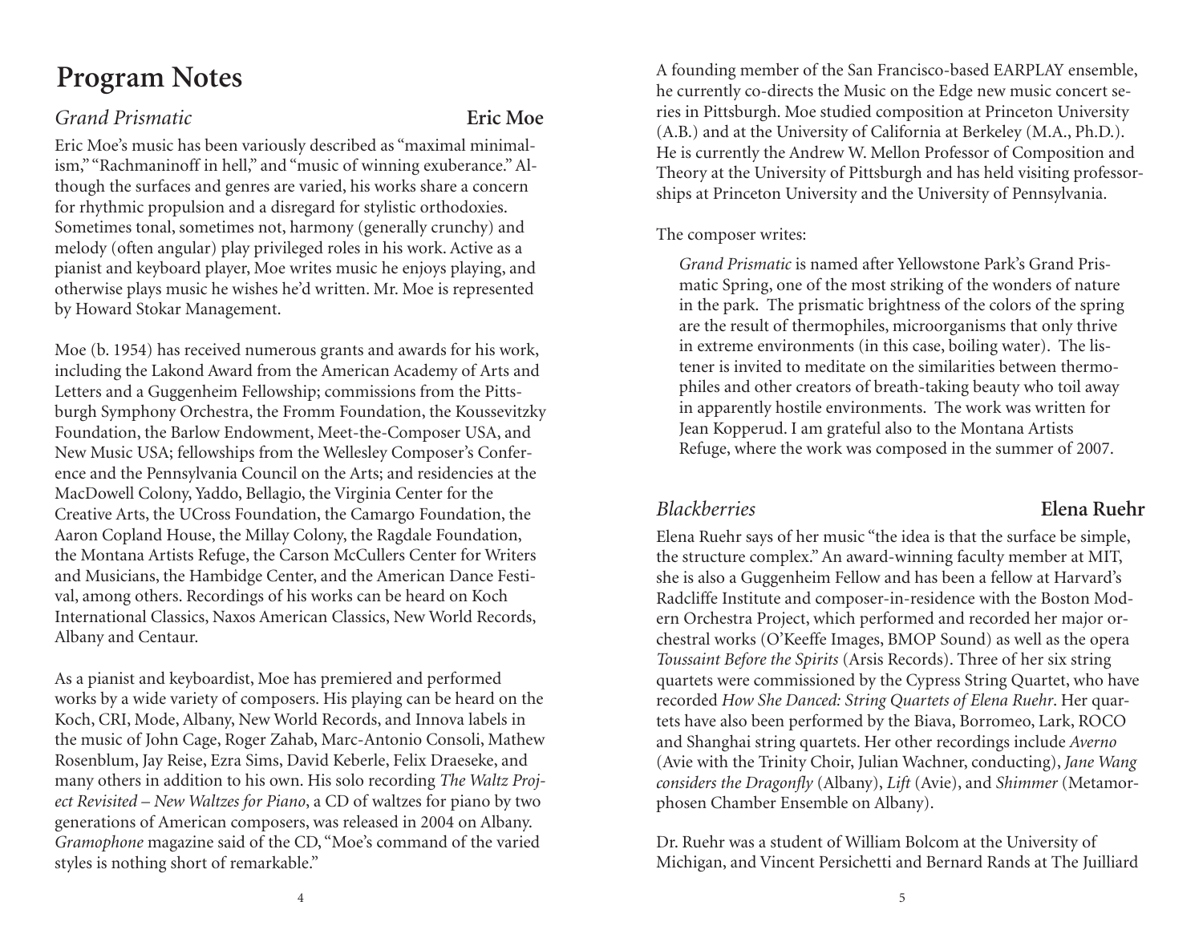# Program Notes

## *Grand Prismatic* — Eric Moe

Eric Moe's music has been variously described as "maximal minimalism," "Rachmaninoff in hell," and "music of winning exuberance." Although the surfaces and genres are varied, his works share a concern for rhythmic propulsion and a disregard for stylistic orthodoxies. Sometimes tonal, sometimes not, harmony (generally crunchy) and melody (often angular) play privileged roles in his work. Active as a pianist and keyboard player, Moe writes music he enjoys playing, and otherwise plays music he wishes he'd written. Mr. Moe is represented by Howard Stokar Management.

Moe (b. 1954) has received numerous grants and awards for his work, including the Lakond Award from the American Academy of Arts and Letters and a Guggenheim Fellowship; commissions from the Pittsburgh Symphony Orchestra, the Fromm Foundation, the Koussevitzky Foundation, the Barlow Endowment, Meet-the-Composer USA, and New Music USA; fellowships from the Wellesley Composer's Conference and the Pennsylvania Council on the Arts; and residencies at the MacDowell Colony, Yaddo, Bellagio, the Virginia Center for the Creative Arts, the UCross Foundation, the Camargo Foundation, the Aaron Copland House, the Millay Colony, the Ragdale Foundation, the Montana Artists Refuge, the Carson McCullers Center for Writers and Musicians, the Hambidge Center, and the American Dance Festival, among others. Recordings of his works can be heard on Koch International Classics, Naxos American Classics, New World Records, Albany and Centaur.

As a pianist and keyboardist, Moe has premiered and performed works by a wide variety of composers. His playing can be heard on the Koch, CRI, Mode, Albany, New World Records, and Innova labels in the music of John Cage, Roger Zahab, Marc-Antonio Consoli, Mathew Rosenblum, Jay Reise, Ezra Sims, David Keberle, Felix Draeseke, and many others in addition to his own. His solo recording *The Waltz Project Revisited – New Waltzes for Piano*, a CD of waltzes for piano by two generations of American composers, was released in 2004 on Albany. *Gramophone* magazine said of the CD, "Moe's command of the varied styles is nothing short of remarkable."

A founding member of the San Francisco-based EARPLAY ensemble, he currently co-directs the Music on the Edge new music concert series in Pittsburgh. Moe studied composition at Princeton University (A.B.) and at the University of California at Berkeley (M.A., Ph.D.). He is currently the Andrew W. Mellon Professor of Composition and Theory at the University of Pittsburgh and has held visiting professorships at Princeton University and the University of Pennsylvania.

The composer writes:

> *Grand Prismatic* is named after Yellowstone Park's Grand Prismatic Spring, one of the most striking of the wonders of nature in the park. The prismatic brightness of the colors of the spring are the result of thermophiles, microorganisms that only thrive in extreme environments (in this case, boiling water). The listener is invited to meditate on the similarities between thermophiles and other creators of breath-taking beauty who toil away in apparently hostile environments. The work was written for Jean Kopperud. I am grateful also to the Montana Artists Refuge, where the work was composed in the summer of 2007.

## *Blackberries* — Elena Ruehr

Elena Ruehr says of her music "the idea is that the surface be simple, the structure complex." An award-winning faculty member at MIT, she is also a Guggenheim Fellow and has been a fellow at Harvard's Radcliffe Institute and composer-in-residence with the Boston Modern Orchestra Project, which performed and recorded her major orchestral works (O'Keeffe Images, BMOP Sound) as well as the opera *Toussaint Before the Spirits* (Arsis Records). Three of her six string quartets were commissioned by the Cypress String Quartet, who have recorded *How She Danced: String Quartets of Elena Ruehr*. Her quartets have also been performed by the Biava, Borromeo, Lark, ROCO and Shanghai string quartets. Her other recordings include *Averno* (Avie with the Trinity Choir, Julian Wachner, conducting), *Jane Wang considers the Dragonfly* (Albany), *Lift* (Avie), and *Shimmer* (Metamorphosen Chamber Ensemble on Albany).

Dr. Ruehr was a student of William Bolcom at the University of Michigan, and Vincent Persichetti and Bernard Rands at The Juilliard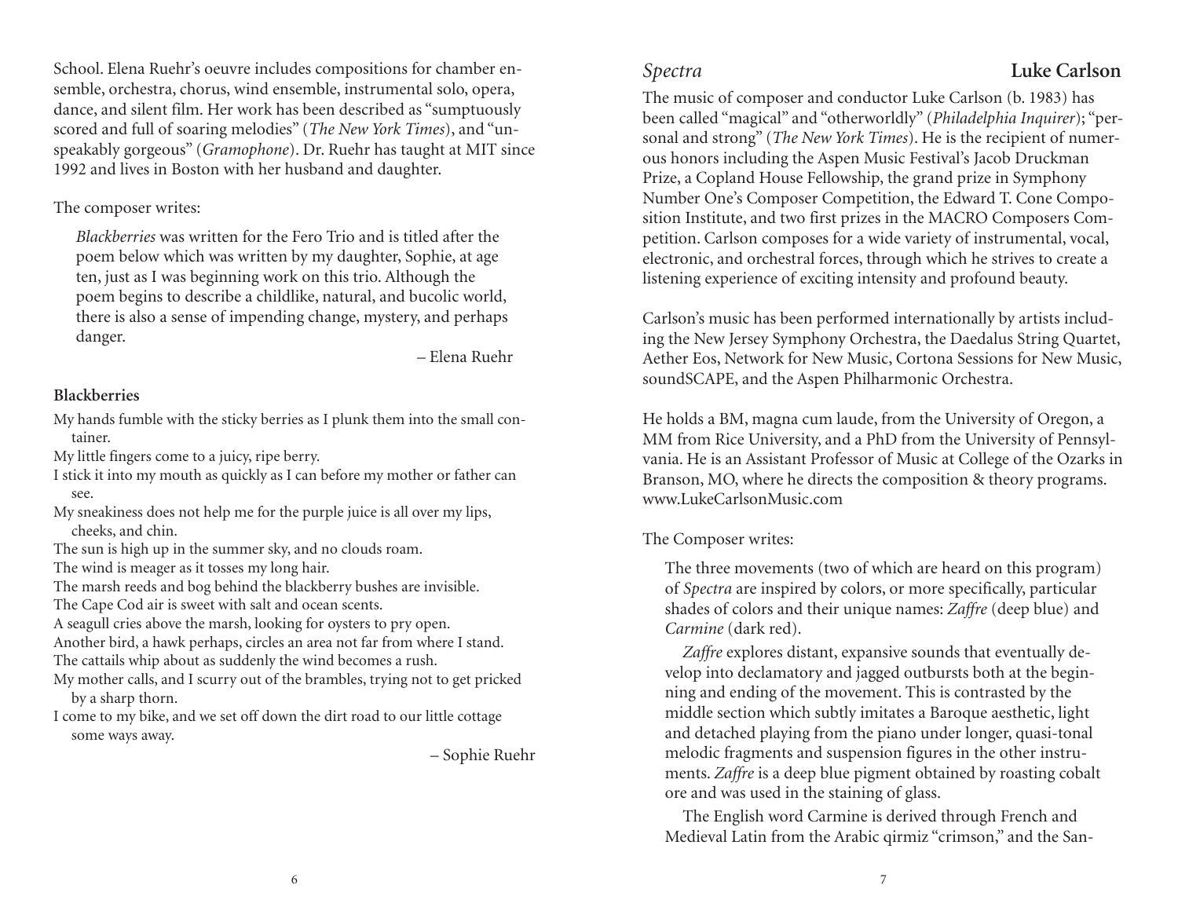School. Elena Ruehr's oeuvre includes compositions for chamber ensemble, orchestra, chorus, wind ensemble, instrumental solo, opera, dance, and silent film. Her work has been described as "sumptuously scored and full of soaring melodies" (*The New York Times*), and "unspeakably gorgeous" (*Gramophone*). Dr. Ruehr has taught at MIT since 1992 and lives in Boston with her husband and daughter.

The composer writes:

> *Blackberries* was written for the Fero Trio and is titled after the poem below which was written by my daughter, Sophie, at age ten, just as I was beginning work on this trio. Although the poem begins to describe a childlike, natural, and bucolic world, there is also a sense of impending change, mystery, and perhaps danger.
>
> – Elena Ruehr

**Blackberries**

My hands fumble with the sticky berries as I plunk them into the small container.
My little fingers come to a juicy, ripe berry.
I stick it into my mouth as quickly as I can before my mother or father can see.
My sneakiness does not help me for the purple juice is all over my lips, cheeks, and chin.
The sun is high up in the summer sky, and no clouds roam.
The wind is meager as it tosses my long hair.
The marsh reeds and bog behind the blackberry bushes are invisible.
The Cape Cod air is sweet with salt and ocean scents.
A seagull cries above the marsh, looking for oysters to pry open.
Another bird, a hawk perhaps, circles an area not far from where I stand.
The cattails whip about as suddenly the wind becomes a rush.
My mother calls, and I scurry out of the brambles, trying not to get pricked by a sharp thorn.
I come to my bike, and we set off down the dirt road to our little cottage some ways away.

– Sophie Ruehr

## *Spectra* — **Luke Carlson**

The music of composer and conductor Luke Carlson (b. 1983) has been called "magical" and "otherworldly" (*Philadelphia Inquirer*); "personal and strong" (*The New York Times*). He is the recipient of numerous honors including the Aspen Music Festival's Jacob Druckman Prize, a Copland House Fellowship, the grand prize in Symphony Number One's Composer Competition, the Edward T. Cone Composition Institute, and two first prizes in the MACRO Composers Competition. Carlson composes for a wide variety of instrumental, vocal, electronic, and orchestral forces, through which he strives to create a listening experience of exciting intensity and profound beauty.

Carlson's music has been performed internationally by artists including the New Jersey Symphony Orchestra, the Daedalus String Quartet, Aether Eos, Network for New Music, Cortona Sessions for New Music, soundSCAPE, and the Aspen Philharmonic Orchestra.

He holds a BM, magna cum laude, from the University of Oregon, a MM from Rice University, and a PhD from the University of Pennsylvania. He is an Assistant Professor of Music at College of the Ozarks in Branson, MO, where he directs the composition & theory programs. www.LukeCarlsonMusic.com

The Composer writes:

> The three movements (two of which are heard on this program) of *Spectra* are inspired by colors, or more specifically, particular shades of colors and their unique names: *Zaffre* (deep blue) and *Carmine* (dark red).
>
> *Zaffre* explores distant, expansive sounds that eventually develop into declamatory and jagged outbursts both at the beginning and ending of the movement. This is contrasted by the middle section which subtly imitates a Baroque aesthetic, light and detached playing from the piano under longer, quasi-tonal melodic fragments and suspension figures in the other instruments. *Zaffre* is a deep blue pigment obtained by roasting cobalt ore and was used in the staining of glass.
>
> The English word Carmine is derived through French and Medieval Latin from the Arabic qirmiz "crimson," and the San-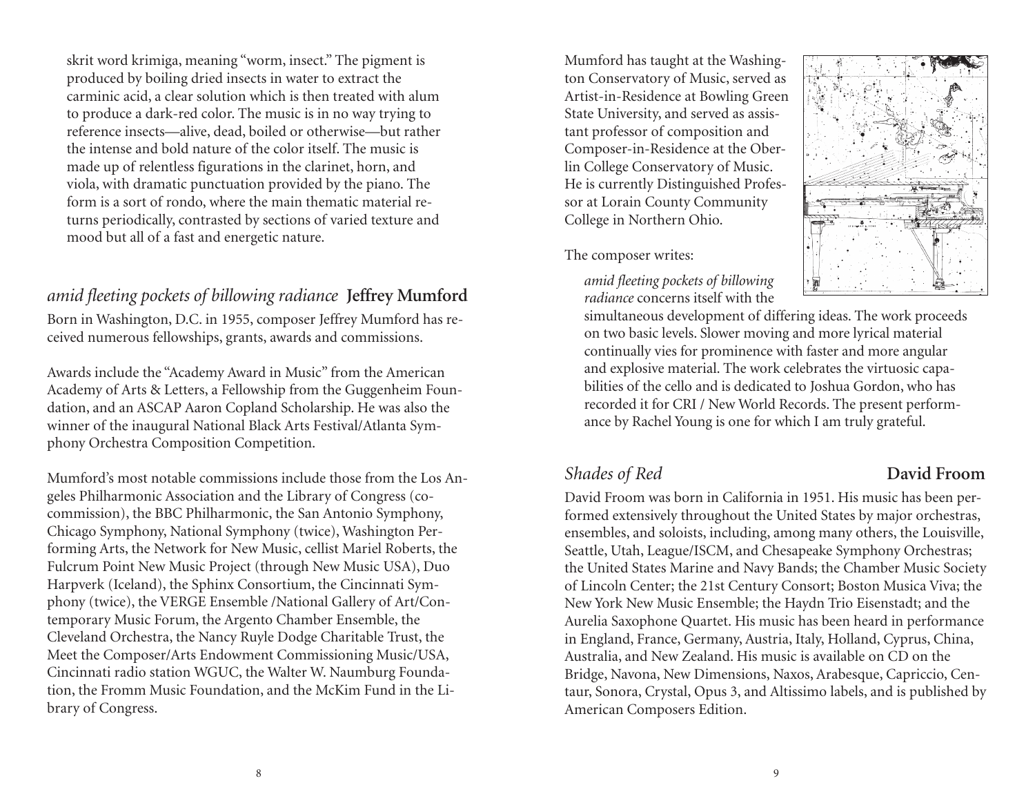skrit word krimiga, meaning "worm, insect." The pigment is produced by boiling dried insects in water to extract the carminic acid, a clear solution which is then treated with alum to produce a dark-red color. The music is in no way trying to reference insects—alive, dead, boiled or otherwise—but rather the intense and bold nature of the color itself. The music is made up of relentless figurations in the clarinet, horn, and viola, with dramatic punctuation provided by the piano. The form is a sort of rondo, where the main thematic material returns periodically, contrasted by sections of varied texture and mood but all of a fast and energetic nature.

## *amid fleeting pockets of billowing radiance* **Jeffrey Mumford**

Born in Washington, D.C. in 1955, composer Jeffrey Mumford has received numerous fellowships, grants, awards and commissions.

Awards include the "Academy Award in Music" from the American Academy of Arts & Letters, a Fellowship from the Guggenheim Foundation, and an ASCAP Aaron Copland Scholarship. He was also the winner of the inaugural National Black Arts Festival/Atlanta Symphony Orchestra Composition Competition.

Mumford's most notable commissions include those from the Los Angeles Philharmonic Association and the Library of Congress (co-commission), the BBC Philharmonic, the San Antonio Symphony, Chicago Symphony, National Symphony (twice), Washington Performing Arts, the Network for New Music, cellist Mariel Roberts, the Fulcrum Point New Music Project (through New Music USA), Duo Harpverk (Iceland), the Sphinx Consortium, the Cincinnati Symphony (twice), the VERGE Ensemble /National Gallery of Art/Contemporary Music Forum, the Argento Chamber Ensemble, the Cleveland Orchestra, the Nancy Ruyle Dodge Charitable Trust, the Meet the Composer/Arts Endowment Commissioning Music/USA, Cincinnati radio station WGUC, the Walter W. Naumburg Foundation, the Fromm Music Foundation, and the McKim Fund in the Library of Congress.

Mumford has taught at the Washington Conservatory of Music, served as Artist-in-Residence at Bowling Green State University, and served as assistant professor of composition and Composer-in-Residence at the Oberlin College Conservatory of Music. He is currently Distinguished Professor at Lorain County Community College in Northern Ohio.

The composer writes:

> *amid fleeting pockets of billowing radiance* concerns itself with the simultaneous development of differing ideas. The work proceeds on two basic levels. Slower moving and more lyrical material continually vies for prominence with faster and more angular and explosive material. The work celebrates the virtuosic capabilities of the cello and is dedicated to Joshua Gordon, who has recorded it for CRI / New World Records. The present performance by Rachel Young is one for which I am truly grateful.

## *Shades of Red* **David Froom**

David Froom was born in California in 1951. His music has been performed extensively throughout the United States by major orchestras, ensembles, and soloists, including, among many others, the Louisville, Seattle, Utah, League/ISCM, and Chesapeake Symphony Orchestras; the United States Marine and Navy Bands; the Chamber Music Society of Lincoln Center; the 21st Century Consort; Boston Musica Viva; the New York New Music Ensemble; the Haydn Trio Eisenstadt; and the Aurelia Saxophone Quartet. His music has been heard in performance in England, France, Germany, Austria, Italy, Holland, Cyprus, China, Australia, and New Zealand. His music is available on CD on the Bridge, Navona, New Dimensions, Naxos, Arabesque, Capriccio, Centaur, Sonora, Crystal, Opus 3, and Altissimo labels, and is published by American Composers Edition.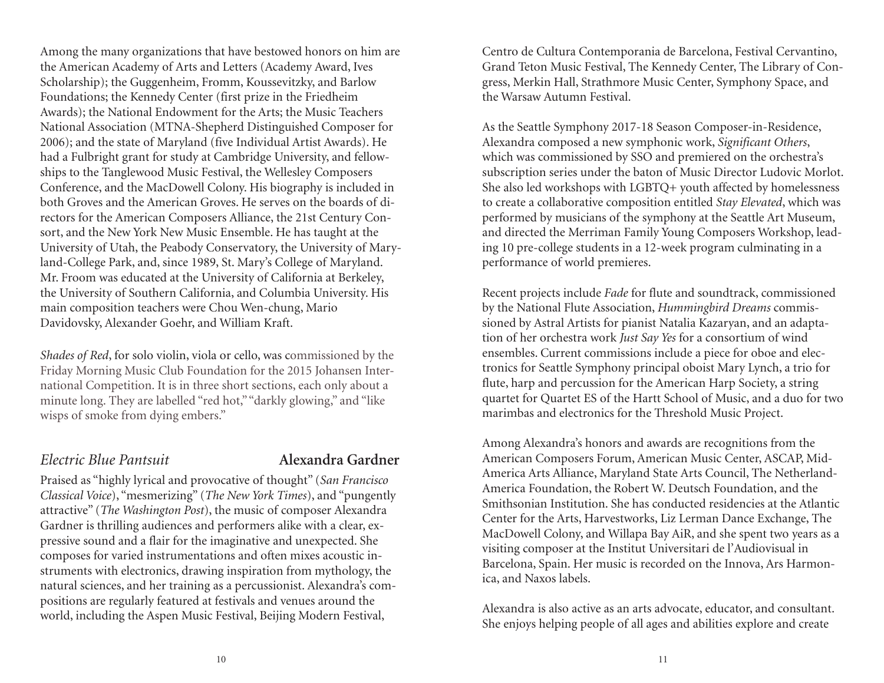Among the many organizations that have bestowed honors on him are the American Academy of Arts and Letters (Academy Award, Ives Scholarship); the Guggenheim, Fromm, Koussevitzky, and Barlow Foundations; the Kennedy Center (first prize in the Friedheim Awards); the National Endowment for the Arts; the Music Teachers National Association (MTNA-Shepherd Distinguished Composer for 2006); and the state of Maryland (five Individual Artist Awards). He had a Fulbright grant for study at Cambridge University, and fellowships to the Tanglewood Music Festival, the Wellesley Composers Conference, and the MacDowell Colony. His biography is included in both Groves and the American Groves. He serves on the boards of directors for the American Composers Alliance, the 21st Century Consort, and the New York New Music Ensemble. He has taught at the University of Utah, the Peabody Conservatory, the University of Maryland-College Park, and, since 1989, St. Mary's College of Maryland. Mr. Froom was educated at the University of California at Berkeley, the University of Southern California, and Columbia University. His main composition teachers were Chou Wen-chung, Mario Davidovsky, Alexander Goehr, and William Kraft.

*Shades of Red*, for solo violin, viola or cello, was commissioned by the Friday Morning Music Club Foundation for the 2015 Johansen International Competition. It is in three short sections, each only about a minute long. They are labelled "red hot," "darkly glowing," and "like wisps of smoke from dying embers."

## *Electric Blue Pantsuit* — **Alexandra Gardner**

Praised as "highly lyrical and provocative of thought" (*San Francisco Classical Voice*), "mesmerizing" (*The New York Times*), and "pungently attractive" (*The Washington Post*), the music of composer Alexandra Gardner is thrilling audiences and performers alike with a clear, expressive sound and a flair for the imaginative and unexpected. She composes for varied instrumentations and often mixes acoustic instruments with electronics, drawing inspiration from mythology, the natural sciences, and her training as a percussionist. Alexandra's compositions are regularly featured at festivals and venues around the world, including the Aspen Music Festival, Beijing Modern Festival, Centro de Cultura Contemporania de Barcelona, Festival Cervantino, Grand Teton Music Festival, The Kennedy Center, The Library of Congress, Merkin Hall, Strathmore Music Center, Symphony Space, and the Warsaw Autumn Festival.

As the Seattle Symphony 2017-18 Season Composer-in-Residence, Alexandra composed a new symphonic work, *Significant Others*, which was commissioned by SSO and premiered on the orchestra's subscription series under the baton of Music Director Ludovic Morlot. She also led workshops with LGBTQ+ youth affected by homelessness to create a collaborative composition entitled *Stay Elevated*, which was performed by musicians of the symphony at the Seattle Art Museum, and directed the Merriman Family Young Composers Workshop, leading 10 pre-college students in a 12-week program culminating in a performance of world premieres.

Recent projects include *Fade* for flute and soundtrack, commissioned by the National Flute Association, *Hummingbird Dreams* commissioned by Astral Artists for pianist Natalia Kazaryan, and an adaptation of her orchestra work *Just Say Yes* for a consortium of wind ensembles. Current commissions include a piece for oboe and electronics for Seattle Symphony principal oboist Mary Lynch, a trio for flute, harp and percussion for the American Harp Society, a string quartet for Quartet ES of the Hartt School of Music, and a duo for two marimbas and electronics for the Threshold Music Project.

Among Alexandra's honors and awards are recognitions from the American Composers Forum, American Music Center, ASCAP, Mid-America Arts Alliance, Maryland State Arts Council, The Netherland-America Foundation, the Robert W. Deutsch Foundation, and the Smithsonian Institution. She has conducted residencies at the Atlantic Center for the Arts, Harvestworks, Liz Lerman Dance Exchange, The MacDowell Colony, and Willapa Bay AiR, and she spent two years as a visiting composer at the Institut Universitari de l'Audiovisual in Barcelona, Spain. Her music is recorded on the Innova, Ars Harmonica, and Naxos labels.

Alexandra is also active as an arts advocate, educator, and consultant. She enjoys helping people of all ages and abilities explore and create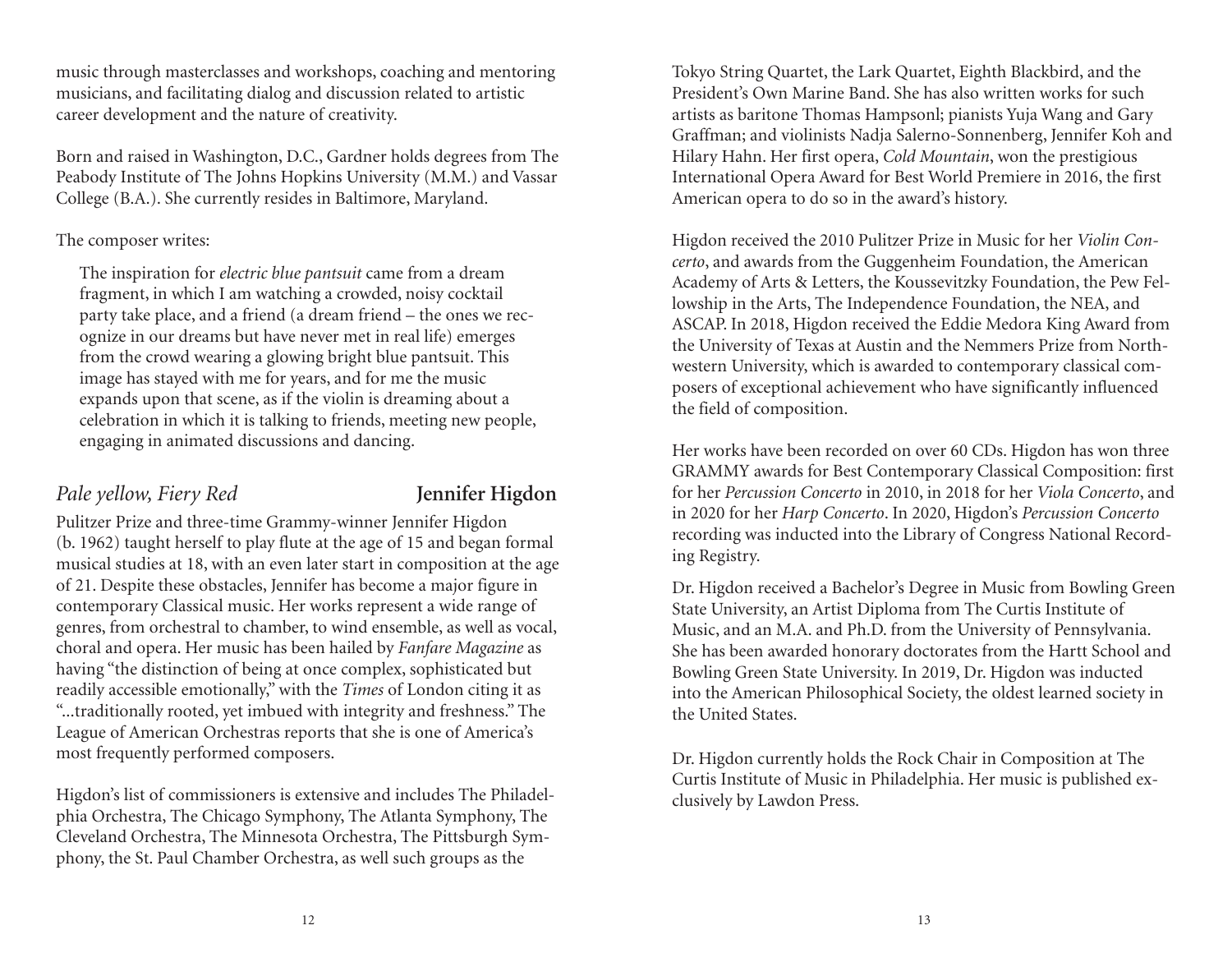music through masterclasses and workshops, coaching and mentoring musicians, and facilitating dialog and discussion related to artistic career development and the nature of creativity.

Born and raised in Washington, D.C., Gardner holds degrees from The Peabody Institute of The Johns Hopkins University (M.M.) and Vassar College (B.A.). She currently resides in Baltimore, Maryland.

The composer writes:

> The inspiration for *electric blue pantsuit* came from a dream fragment, in which I am watching a crowded, noisy cocktail party take place, and a friend (a dream friend – the ones we recognize in our dreams but have never met in real life) emerges from the crowd wearing a glowing bright blue pantsuit. This image has stayed with me for years, and for me the music expands upon that scene, as if the violin is dreaming about a celebration in which it is talking to friends, meeting new people, engaging in animated discussions and dancing.

## *Pale yellow, Fiery Red* — **Jennifer Higdon**

Pulitzer Prize and three-time Grammy-winner Jennifer Higdon (b. 1962) taught herself to play flute at the age of 15 and began formal musical studies at 18, with an even later start in composition at the age of 21. Despite these obstacles, Jennifer has become a major figure in contemporary Classical music. Her works represent a wide range of genres, from orchestral to chamber, to wind ensemble, as well as vocal, choral and opera. Her music has been hailed by *Fanfare Magazine* as having "the distinction of being at once complex, sophisticated but readily accessible emotionally," with the *Times* of London citing it as "...traditionally rooted, yet imbued with integrity and freshness." The League of American Orchestras reports that she is one of America's most frequently performed composers.

Higdon's list of commissioners is extensive and includes The Philadelphia Orchestra, The Chicago Symphony, The Atlanta Symphony, The Cleveland Orchestra, The Minnesota Orchestra, The Pittsburgh Symphony, the St. Paul Chamber Orchestra, as well such groups as the Tokyo String Quartet, the Lark Quartet, Eighth Blackbird, and the President's Own Marine Band. She has also written works for such artists as baritone Thomas Hampsonl; pianists Yuja Wang and Gary Graffman; and violinists Nadja Salerno-Sonnenberg, Jennifer Koh and Hilary Hahn. Her first opera, *Cold Mountain*, won the prestigious International Opera Award for Best World Premiere in 2016, the first American opera to do so in the award's history.

Higdon received the 2010 Pulitzer Prize in Music for her *Violin Concerto*, and awards from the Guggenheim Foundation, the American Academy of Arts & Letters, the Koussevitzky Foundation, the Pew Fellowship in the Arts, The Independence Foundation, the NEA, and ASCAP. In 2018, Higdon received the Eddie Medora King Award from the University of Texas at Austin and the Nemmers Prize from Northwestern University, which is awarded to contemporary classical composers of exceptional achievement who have significantly influenced the field of composition.

Her works have been recorded on over 60 CDs. Higdon has won three GRAMMY awards for Best Contemporary Classical Composition: first for her *Percussion Concerto* in 2010, in 2018 for her *Viola Concerto*, and in 2020 for her *Harp Concerto*. In 2020, Higdon's *Percussion Concerto* recording was inducted into the Library of Congress National Recording Registry.

Dr. Higdon received a Bachelor's Degree in Music from Bowling Green State University, an Artist Diploma from The Curtis Institute of Music, and an M.A. and Ph.D. from the University of Pennsylvania. She has been awarded honorary doctorates from the Hartt School and Bowling Green State University. In 2019, Dr. Higdon was inducted into the American Philosophical Society, the oldest learned society in the United States.

Dr. Higdon currently holds the Rock Chair in Composition at The Curtis Institute of Music in Philadelphia. Her music is published exclusively by Lawdon Press.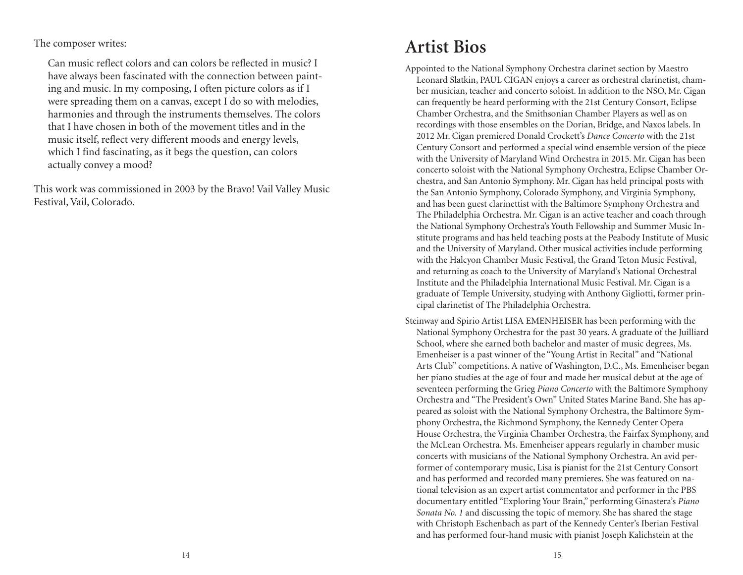The composer writes:

> Can music reflect colors and can colors be reflected in music? I have always been fascinated with the connection between painting and music. In my composing, I often picture colors as if I were spreading them on a canvas, except I do so with melodies, harmonies and through the instruments themselves. The colors that I have chosen in both of the movement titles and in the music itself, reflect very different moods and energy levels, which I find fascinating, as it begs the question, can colors actually convey a mood?

This work was commissioned in 2003 by the Bravo! Vail Valley Music Festival, Vail, Colorado.

# Artist Bios

Appointed to the National Symphony Orchestra clarinet section by Maestro Leonard Slatkin, PAUL CIGAN enjoys a career as orchestral clarinetist, chamber musician, teacher and concerto soloist. In addition to the NSO, Mr. Cigan can frequently be heard performing with the 21st Century Consort, Eclipse Chamber Orchestra, and the Smithsonian Chamber Players as well as on recordings with those ensembles on the Dorian, Bridge, and Naxos labels. In 2012 Mr. Cigan premiered Donald Crockett's *Dance Concerto* with the 21st Century Consort and performed a special wind ensemble version of the piece with the University of Maryland Wind Orchestra in 2015. Mr. Cigan has been concerto soloist with the National Symphony Orchestra, Eclipse Chamber Orchestra, and San Antonio Symphony. Mr. Cigan has held principal posts with the San Antonio Symphony, Colorado Symphony, and Virginia Symphony, and has been guest clarinettist with the Baltimore Symphony Orchestra and The Philadelphia Orchestra. Mr. Cigan is an active teacher and coach through the National Symphony Orchestra's Youth Fellowship and Summer Music Institute programs and has held teaching posts at the Peabody Institute of Music and the University of Maryland. Other musical activities include performing with the Halcyon Chamber Music Festival, the Grand Teton Music Festival, and returning as coach to the University of Maryland's National Orchestral Institute and the Philadelphia International Music Festival. Mr. Cigan is a graduate of Temple University, studying with Anthony Gigliotti, former principal clarinetist of The Philadelphia Orchestra.

Steinway and Spirio Artist LISA EMENHEISER has been performing with the National Symphony Orchestra for the past 30 years. A graduate of the Juilliard School, where she earned both bachelor and master of music degrees, Ms. Emenheiser is a past winner of the "Young Artist in Recital" and "National Arts Club" competitions. A native of Washington, D.C., Ms. Emenheiser began her piano studies at the age of four and made her musical debut at the age of seventeen performing the Grieg *Piano Concerto* with the Baltimore Symphony Orchestra and "The President's Own" United States Marine Band. She has appeared as soloist with the National Symphony Orchestra, the Baltimore Symphony Orchestra, the Richmond Symphony, the Kennedy Center Opera House Orchestra, the Virginia Chamber Orchestra, the Fairfax Symphony, and the McLean Orchestra. Ms. Emenheiser appears regularly in chamber music concerts with musicians of the National Symphony Orchestra. An avid performer of contemporary music, Lisa is pianist for the 21st Century Consort and has performed and recorded many premieres. She was featured on national television as an expert artist commentator and performer in the PBS documentary entitled "Exploring Your Brain," performing Ginastera's *Piano Sonata No. 1* and discussing the topic of memory. She has shared the stage with Christoph Eschenbach as part of the Kennedy Center's Iberian Festival and has performed four-hand music with pianist Joseph Kalichstein at the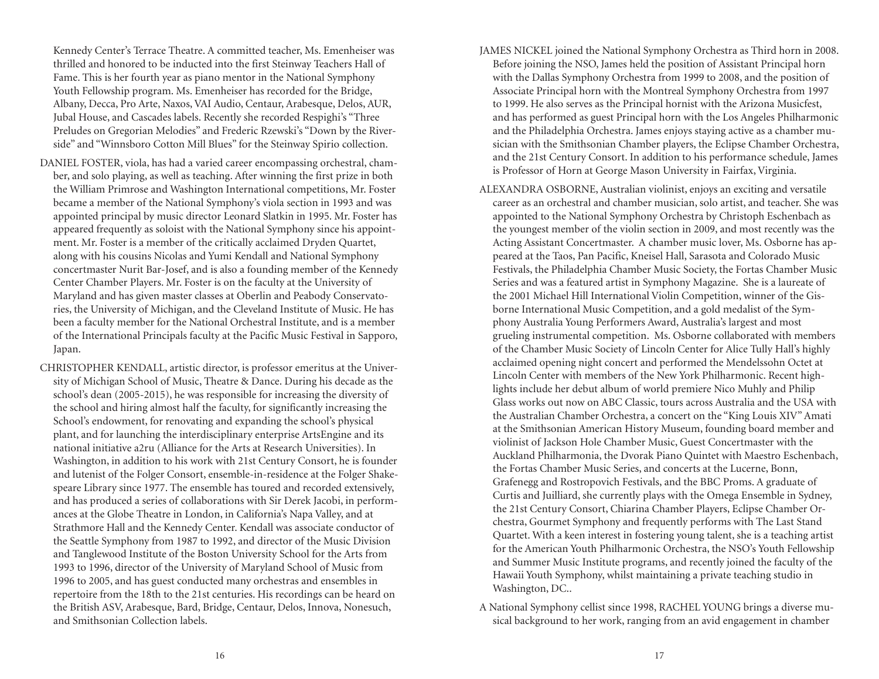Kennedy Center's Terrace Theatre. A committed teacher, Ms. Emenheiser was thrilled and honored to be inducted into the first Steinway Teachers Hall of Fame. This is her fourth year as piano mentor in the National Symphony Youth Fellowship program. Ms. Emenheiser has recorded for the Bridge, Albany, Decca, Pro Arte, Naxos, VAI Audio, Centaur, Arabesque, Delos, AUR, Jubal House, and Cascades labels. Recently she recorded Respighi's "Three Preludes on Gregorian Melodies" and Frederic Rzewski's "Down by the Riverside" and "Winnsboro Cotton Mill Blues" for the Steinway Spirio collection.

DANIEL FOSTER, viola, has had a varied career encompassing orchestral, chamber, and solo playing, as well as teaching. After winning the first prize in both the William Primrose and Washington International competitions, Mr. Foster became a member of the National Symphony's viola section in 1993 and was appointed principal by music director Leonard Slatkin in 1995. Mr. Foster has appeared frequently as soloist with the National Symphony since his appointment. Mr. Foster is a member of the critically acclaimed Dryden Quartet, along with his cousins Nicolas and Yumi Kendall and National Symphony concertmaster Nurit Bar-Josef, and is also a founding member of the Kennedy Center Chamber Players. Mr. Foster is on the faculty at the University of Maryland and has given master classes at Oberlin and Peabody Conservatories, the University of Michigan, and the Cleveland Institute of Music. He has been a faculty member for the National Orchestral Institute, and is a member of the International Principals faculty at the Pacific Music Festival in Sapporo, Japan.

CHRISTOPHER KENDALL, artistic director, is professor emeritus at the University of Michigan School of Music, Theatre & Dance. During his decade as the school's dean (2005-2015), he was responsible for increasing the diversity of the school and hiring almost half the faculty, for significantly increasing the School's endowment, for renovating and expanding the school's physical plant, and for launching the interdisciplinary enterprise ArtsEngine and its national initiative a2ru (Alliance for the Arts at Research Universities). In Washington, in addition to his work with 21st Century Consort, he is founder and lutenist of the Folger Consort, ensemble-in-residence at the Folger Shakespeare Library since 1977. The ensemble has toured and recorded extensively, and has produced a series of collaborations with Sir Derek Jacobi, in performances at the Globe Theatre in London, in California's Napa Valley, and at Strathmore Hall and the Kennedy Center. Kendall was associate conductor of the Seattle Symphony from 1987 to 1992, and director of the Music Division and Tanglewood Institute of the Boston University School for the Arts from 1993 to 1996, director of the University of Maryland School of Music from 1996 to 2005, and has guest conducted many orchestras and ensembles in repertoire from the 18th to the 21st centuries. His recordings can be heard on the British ASV, Arabesque, Bard, Bridge, Centaur, Delos, Innova, Nonesuch, and Smithsonian Collection labels.

JAMES NICKEL joined the National Symphony Orchestra as Third horn in 2008. Before joining the NSO, James held the position of Assistant Principal horn with the Dallas Symphony Orchestra from 1999 to 2008, and the position of Associate Principal horn with the Montreal Symphony Orchestra from 1997 to 1999. He also serves as the Principal hornist with the Arizona Musicfest, and has performed as guest Principal horn with the Los Angeles Philharmonic and the Philadelphia Orchestra. James enjoys staying active as a chamber musician with the Smithsonian Chamber players, the Eclipse Chamber Orchestra, and the 21st Century Consort. In addition to his performance schedule, James is Professor of Horn at George Mason University in Fairfax, Virginia.

ALEXANDRA OSBORNE, Australian violinist, enjoys an exciting and versatile career as an orchestral and chamber musician, solo artist, and teacher. She was appointed to the National Symphony Orchestra by Christoph Eschenbach as the youngest member of the violin section in 2009, and most recently was the Acting Assistant Concertmaster. A chamber music lover, Ms. Osborne has appeared at the Taos, Pan Pacific, Kneisel Hall, Sarasota and Colorado Music Festivals, the Philadelphia Chamber Music Society, the Fortas Chamber Music Series and was a featured artist in Symphony Magazine. She is a laureate of the 2001 Michael Hill International Violin Competition, winner of the Gisborne International Music Competition, and a gold medalist of the Symphony Australia Young Performers Award, Australia's largest and most grueling instrumental competition. Ms. Osborne collaborated with members of the Chamber Music Society of Lincoln Center for Alice Tully Hall's highly acclaimed opening night concert and performed the Mendelssohn Octet at Lincoln Center with members of the New York Philharmonic. Recent highlights include her debut album of world premiere Nico Muhly and Philip Glass works out now on ABC Classic, tours across Australia and the USA with the Australian Chamber Orchestra, a concert on the "King Louis XIV" Amati at the Smithsonian American History Museum, founding board member and violinist of Jackson Hole Chamber Music, Guest Concertmaster with the Auckland Philharmonia, the Dvorak Piano Quintet with Maestro Eschenbach, the Fortas Chamber Music Series, and concerts at the Lucerne, Bonn, Grafenegg and Rostropovich Festivals, and the BBC Proms. A graduate of Curtis and Juilliard, she currently plays with the Omega Ensemble in Sydney, the 21st Century Consort, Chiarina Chamber Players, Eclipse Chamber Orchestra, Gourmet Symphony and frequently performs with The Last Stand Quartet. With a keen interest in fostering young talent, she is a teaching artist for the American Youth Philharmonic Orchestra, the NSO's Youth Fellowship and Summer Music Institute programs, and recently joined the faculty of the Hawaii Youth Symphony, whilst maintaining a private teaching studio in Washington, DC..

A National Symphony cellist since 1998, RACHEL YOUNG brings a diverse musical background to her work, ranging from an avid engagement in chamber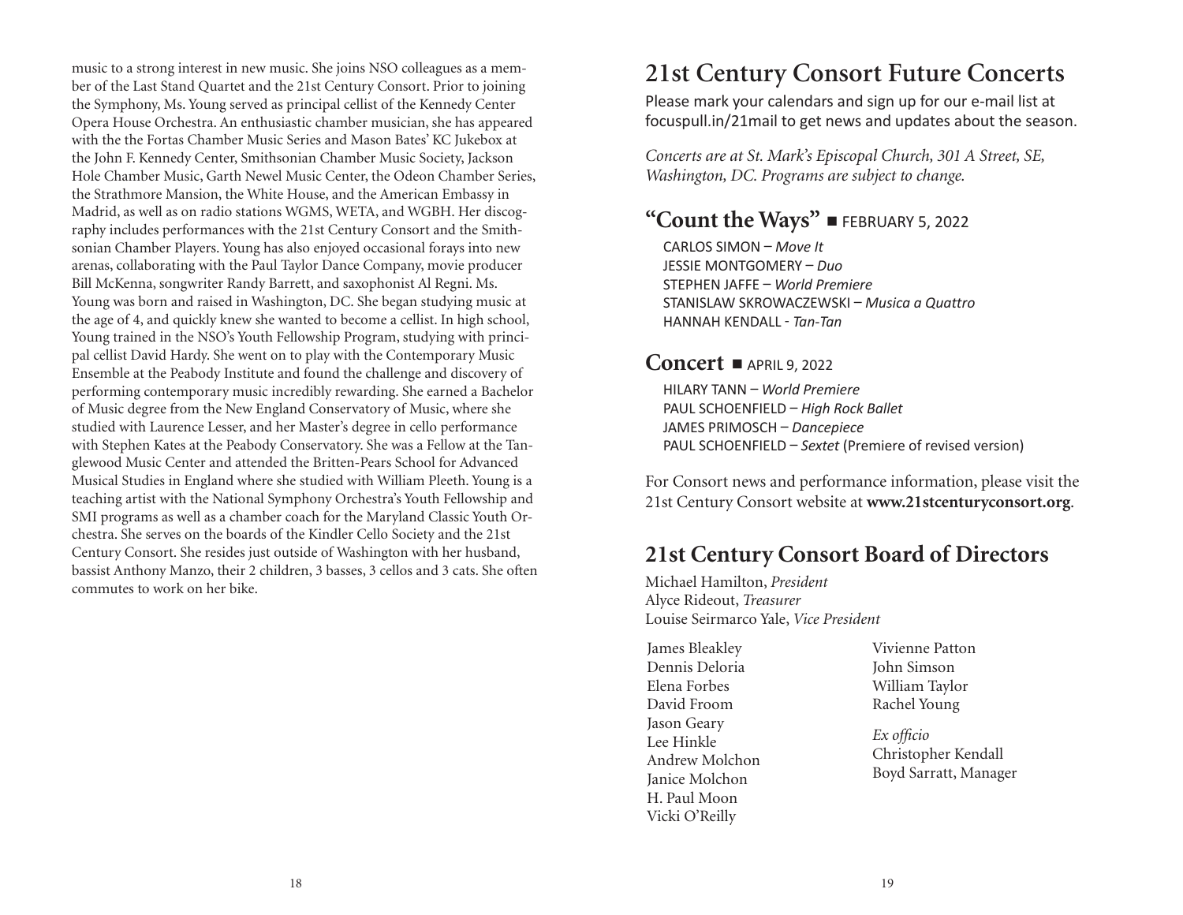music to a strong interest in new music. She joins NSO colleagues as a member of the Last Stand Quartet and the 21st Century Consort. Prior to joining the Symphony, Ms. Young served as principal cellist of the Kennedy Center Opera House Orchestra. An enthusiastic chamber musician, she has appeared with the the Fortas Chamber Music Series and Mason Bates' KC Jukebox at the John F. Kennedy Center, Smithsonian Chamber Music Society, Jackson Hole Chamber Music, Garth Newel Music Center, the Odeon Chamber Series, the Strathmore Mansion, the White House, and the American Embassy in Madrid, as well as on radio stations WGMS, WETA, and WGBH. Her discography includes performances with the 21st Century Consort and the Smithsonian Chamber Players. Young has also enjoyed occasional forays into new arenas, collaborating with the Paul Taylor Dance Company, movie producer Bill McKenna, songwriter Randy Barrett, and saxophonist Al Regni. Ms. Young was born and raised in Washington, DC. She began studying music at the age of 4, and quickly knew she wanted to become a cellist. In high school, Young trained in the NSO's Youth Fellowship Program, studying with principal cellist David Hardy. She went on to play with the Contemporary Music Ensemble at the Peabody Institute and found the challenge and discovery of performing contemporary music incredibly rewarding. She earned a Bachelor of Music degree from the New England Conservatory of Music, where she studied with Laurence Lesser, and her Master's degree in cello performance with Stephen Kates at the Peabody Conservatory. She was a Fellow at the Tanglewood Music Center and attended the Britten-Pears School for Advanced Musical Studies in England where she studied with William Pleeth. Young is a teaching artist with the National Symphony Orchestra's Youth Fellowship and SMI programs as well as a chamber coach for the Maryland Classic Youth Orchestra. She serves on the boards of the Kindler Cello Society and the 21st Century Consort. She resides just outside of Washington with her husband, bassist Anthony Manzo, their 2 children, 3 basses, 3 cellos and 3 cats. She often commutes to work on her bike.

# 21st Century Consort Future Concerts

Please mark your calendars and sign up for our e-mail list at focuspull.in/21mail to get news and updates about the season.

*Concerts are at St. Mark's Episcopal Church, 301 A Street, SE, Washington, DC. Programs are subject to change.*

## "Count the Ways" ■ FEBRUARY 5, 2022

CARLOS SIMON – *Move It*  
JESSIE MONTGOMERY – *Duo*  
STEPHEN JAFFE – *World Premiere*  
STANISLAW SKROWACZEWSKI – *Musica a Quattro*  
HANNAH KENDALL - *Tan-Tan*

## Concert ■ APRIL 9, 2022

HILARY TANN – *World Premiere*  
PAUL SCHOENFIELD – *High Rock Ballet*  
JAMES PRIMOSCH – *Dancepiece*  
PAUL SCHOENFIELD – *Sextet* (Premiere of revised version)

For Consort news and performance information, please visit the 21st Century Consort website at **www.21stcenturyconsort.org**.

# 21st Century Consort Board of Directors

Michael Hamilton, *President*  
Alyce Rideout, *Treasurer*  
Louise Seirmarco Yale, *Vice President*

James Bleakley  
Dennis Deloria  
Elena Forbes  
David Froom  
Jason Geary  
Lee Hinkle  
Andrew Molchon  
Janice Molchon  
H. Paul Moon  
Vicki O'Reilly  
Vivienne Patton  
John Simson  
William Taylor  
Rachel Young

*Ex officio*  
Christopher Kendall  
Boyd Sarratt, Manager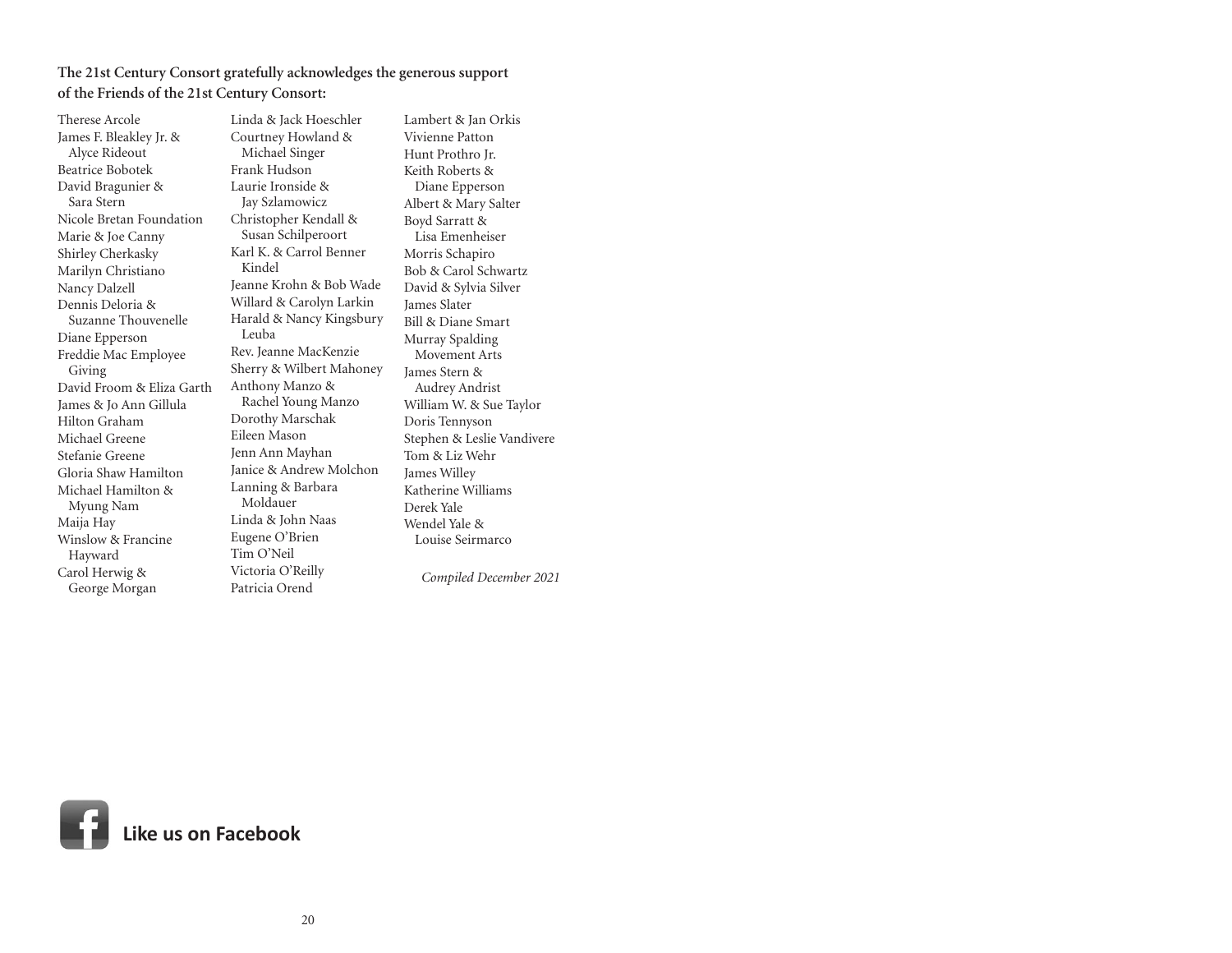**The 21st Century Consort gratefully acknowledges the generous support of the Friends of the 21st Century Consort:**

Therese Arcole
James F. Bleakley Jr. & Alyce Rideout
Beatrice Bobotek
David Bragunier & Sara Stern
Nicole Bretan Foundation
Marie & Joe Canny
Shirley Cherkasky
Marilyn Christiano
Nancy Dalzell
Dennis Deloria & Suzanne Thouvenelle
Diane Epperson
Freddie Mac Employee Giving
David Froom & Eliza Garth
James & Jo Ann Gillula
Hilton Graham
Michael Greene
Stefanie Greene
Gloria Shaw Hamilton
Michael Hamilton & Myung Nam
Maija Hay
Winslow & Francine Hayward
Carol Herwig & George Morgan
Linda & Jack Hoeschler
Courtney Howland & Michael Singer
Frank Hudson
Laurie Ironside & Jay Szlamowicz
Christopher Kendall & Susan Schilperoort
Karl K. & Carrol Benner Kindel
Jeanne Krohn & Bob Wade
Willard & Carolyn Larkin
Harald & Nancy Kingsbury Leuba
Rev. Jeanne MacKenzie
Sherry & Wilbert Mahoney
Anthony Manzo & Rachel Young Manzo
Dorothy Marschak
Eileen Mason
Jenn Ann Mayhan
Janice & Andrew Molchon
Lanning & Barbara Moldauer
Linda & John Naas
Eugene O'Brien
Tim O'Neil
Victoria O'Reilly
Patricia Orend
Lambert & Jan Orkis
Vivienne Patton
Hunt Prothro Jr.
Keith Roberts & Diane Epperson
Albert & Mary Salter
Boyd Sarratt & Lisa Emenheiser
Morris Schapiro
Bob & Carol Schwartz
David & Sylvia Silver
James Slater
Bill & Diane Smart
Murray Spalding Movement Arts
James Stern & Audrey Andrist
William W. & Sue Taylor
Doris Tennyson
Stephen & Leslie Vandivere
Tom & Liz Wehr
James Willey
Katherine Williams
Derek Yale
Wendel Yale & Louise Seirmarco

*Compiled December 2021*

**Like us on Facebook**